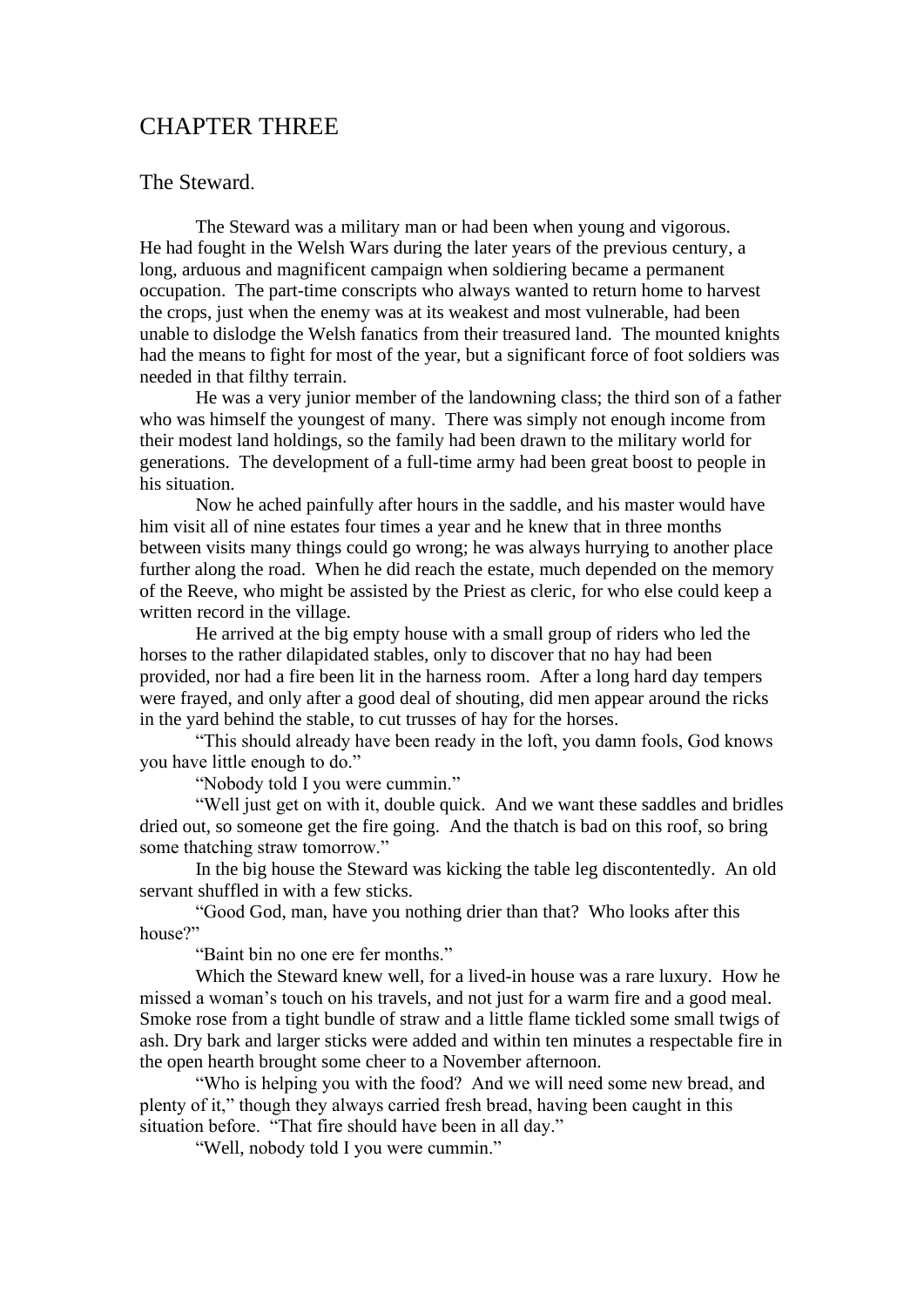# CHAPTER THREE

## The Steward.

The Steward was a military man or had been when young and vigorous. He had fought in the Welsh Wars during the later years of the previous century, a long, arduous and magnificent campaign when soldiering became a permanent occupation. The part-time conscripts who always wanted to return home to harvest the crops, just when the enemy was at its weakest and most vulnerable, had been unable to dislodge the Welsh fanatics from their treasured land. The mounted knights had the means to fight for most of the year, but a significant force of foot soldiers was needed in that filthy terrain.

He was a very junior member of the landowning class; the third son of a father who was himself the youngest of many. There was simply not enough income from their modest land holdings, so the family had been drawn to the military world for generations. The development of a full-time army had been great boost to people in his situation.

Now he ached painfully after hours in the saddle, and his master would have him visit all of nine estates four times a year and he knew that in three months between visits many things could go wrong; he was always hurrying to another place further along the road. When he did reach the estate, much depended on the memory of the Reeve, who might be assisted by the Priest as cleric, for who else could keep a written record in the village.

He arrived at the big empty house with a small group of riders who led the horses to the rather dilapidated stables, only to discover that no hay had been provided, nor had a fire been lit in the harness room. After a long hard day tempers were frayed, and only after a good deal of shouting, did men appear around the ricks in the yard behind the stable, to cut trusses of hay for the horses.

"This should already have been ready in the loft, you damn fools, God knows you have little enough to do."

"Nobody told I you were cummin."

"Well just get on with it, double quick. And we want these saddles and bridles dried out, so someone get the fire going. And the thatch is bad on this roof, so bring some thatching straw tomorrow."

In the big house the Steward was kicking the table leg discontentedly. An old servant shuffled in with a few sticks.

"Good God, man, have you nothing drier than that? Who looks after this house?"

"Baint bin no one ere fer months."

Which the Steward knew well, for a lived-in house was a rare luxury. How he missed a woman's touch on his travels, and not just for a warm fire and a good meal. Smoke rose from a tight bundle of straw and a little flame tickled some small twigs of ash. Dry bark and larger sticks were added and within ten minutes a respectable fire in the open hearth brought some cheer to a November afternoon.

"Who is helping you with the food? And we will need some new bread, and plenty of it," though they always carried fresh bread, having been caught in this situation before. "That fire should have been in all day."

"Well, nobody told I you were cummin."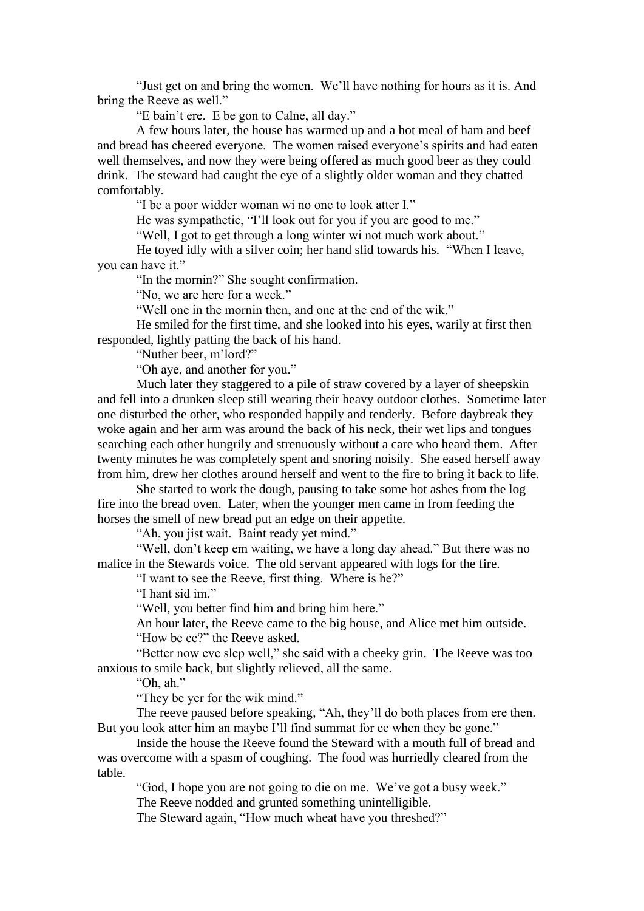"Just get on and bring the women. We'll have nothing for hours as it is. And bring the Reeve as well."

"E bain't ere. E be gon to Calne, all day."

A few hours later, the house has warmed up and a hot meal of ham and beef and bread has cheered everyone. The women raised everyone's spirits and had eaten well themselves, and now they were being offered as much good beer as they could drink. The steward had caught the eye of a slightly older woman and they chatted comfortably.

"I be a poor widder woman wi no one to look atter I."

He was sympathetic, "I'll look out for you if you are good to me."

"Well, I got to get through a long winter wi not much work about."

He toyed idly with a silver coin; her hand slid towards his. "When I leave, you can have it."

"In the mornin?" She sought confirmation.

"No, we are here for a week."

"Well one in the mornin then, and one at the end of the wik."

He smiled for the first time, and she looked into his eyes, warily at first then responded, lightly patting the back of his hand.

"Nuther beer, m'lord?"

"Oh aye, and another for you."

Much later they staggered to a pile of straw covered by a layer of sheepskin and fell into a drunken sleep still wearing their heavy outdoor clothes. Sometime later one disturbed the other, who responded happily and tenderly. Before daybreak they woke again and her arm was around the back of his neck, their wet lips and tongues searching each other hungrily and strenuously without a care who heard them. After twenty minutes he was completely spent and snoring noisily. She eased herself away from him, drew her clothes around herself and went to the fire to bring it back to life.

She started to work the dough, pausing to take some hot ashes from the log fire into the bread oven. Later, when the younger men came in from feeding the horses the smell of new bread put an edge on their appetite.

"Ah, you jist wait. Baint ready yet mind."

"Well, don't keep em waiting, we have a long day ahead." But there was no malice in the Stewards voice. The old servant appeared with logs for the fire.

"I want to see the Reeve, first thing. Where is he?"

"I hant sid im."

"Well, you better find him and bring him here."

An hour later, the Reeve came to the big house, and Alice met him outside.

"How be ee?" the Reeve asked.

"Better now eve slep well," she said with a cheeky grin. The Reeve was too anxious to smile back, but slightly relieved, all the same.

"Oh, ah."

"They be yer for the wik mind."

The reeve paused before speaking, "Ah, they'll do both places from ere then. But you look atter him an maybe I'll find summat for ee when they be gone."

Inside the house the Reeve found the Steward with a mouth full of bread and was overcome with a spasm of coughing. The food was hurriedly cleared from the table.

"God, I hope you are not going to die on me. We've got a busy week."

The Reeve nodded and grunted something unintelligible.

The Steward again, "How much wheat have you threshed?"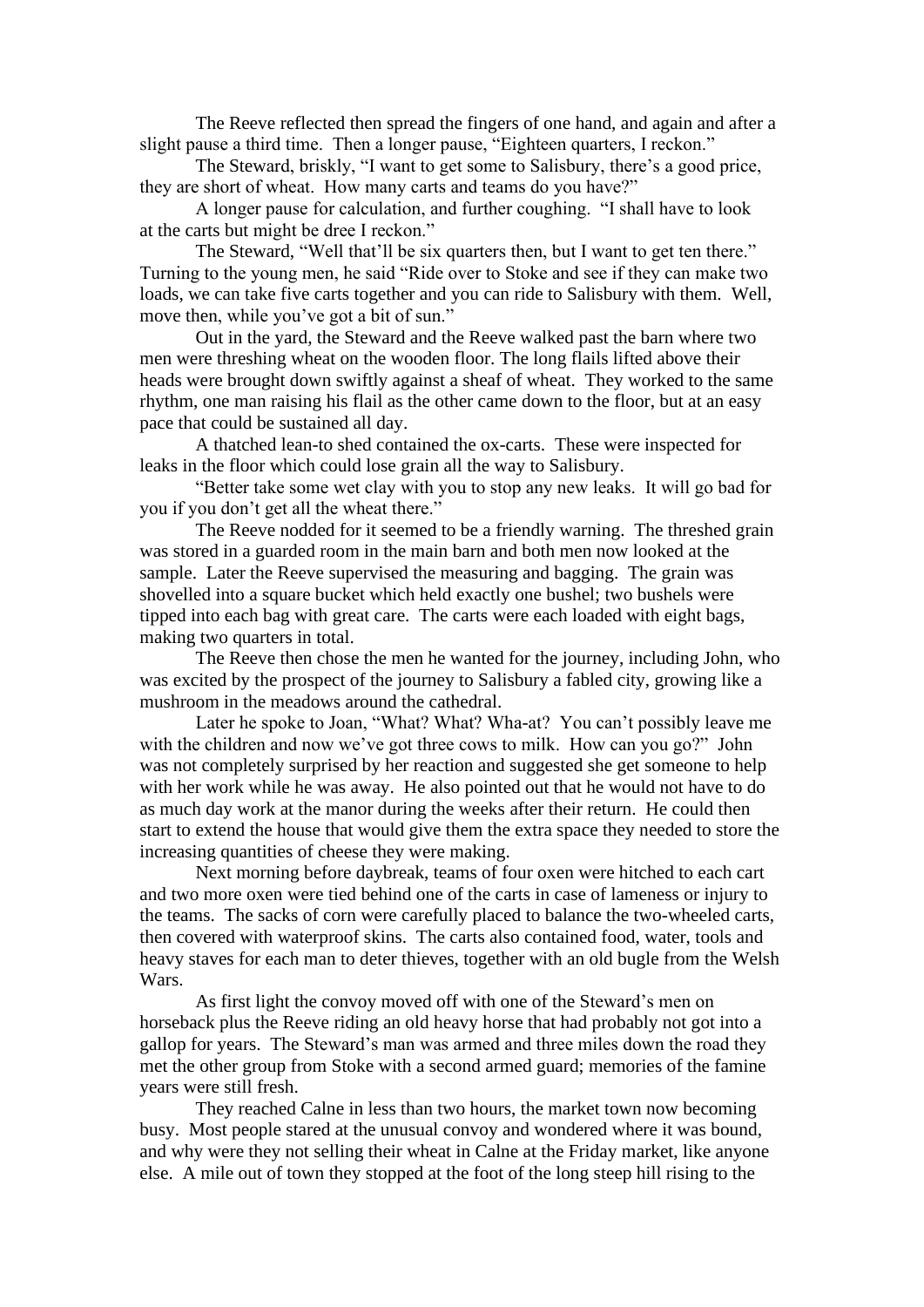The Reeve reflected then spread the fingers of one hand, and again and after a slight pause a third time. Then a longer pause, "Eighteen quarters, I reckon."

The Steward, briskly, "I want to get some to Salisbury, there's a good price, they are short of wheat. How many carts and teams do you have?"

A longer pause for calculation, and further coughing. "I shall have to look at the carts but might be dree I reckon."

The Steward, "Well that'll be six quarters then, but I want to get ten there." Turning to the young men, he said "Ride over to Stoke and see if they can make two loads, we can take five carts together and you can ride to Salisbury with them. Well, move then, while you've got a bit of sun."

Out in the yard, the Steward and the Reeve walked past the barn where two men were threshing wheat on the wooden floor. The long flails lifted above their heads were brought down swiftly against a sheaf of wheat. They worked to the same rhythm, one man raising his flail as the other came down to the floor, but at an easy pace that could be sustained all day.

A thatched lean-to shed contained the ox-carts. These were inspected for leaks in the floor which could lose grain all the way to Salisbury.

"Better take some wet clay with you to stop any new leaks. It will go bad for you if you don't get all the wheat there."

The Reeve nodded for it seemed to be a friendly warning. The threshed grain was stored in a guarded room in the main barn and both men now looked at the sample. Later the Reeve supervised the measuring and bagging. The grain was shovelled into a square bucket which held exactly one bushel; two bushels were tipped into each bag with great care. The carts were each loaded with eight bags, making two quarters in total.

The Reeve then chose the men he wanted for the journey, including John, who was excited by the prospect of the journey to Salisbury a fabled city, growing like a mushroom in the meadows around the cathedral.

Later he spoke to Joan, "What? What? Wha-at? You can't possibly leave me with the children and now we've got three cows to milk. How can you go?" John was not completely surprised by her reaction and suggested she get someone to help with her work while he was away. He also pointed out that he would not have to do as much day work at the manor during the weeks after their return. He could then start to extend the house that would give them the extra space they needed to store the increasing quantities of cheese they were making.

Next morning before daybreak, teams of four oxen were hitched to each cart and two more oxen were tied behind one of the carts in case of lameness or injury to the teams. The sacks of corn were carefully placed to balance the two-wheeled carts, then covered with waterproof skins. The carts also contained food, water, tools and heavy staves for each man to deter thieves, together with an old bugle from the Welsh Wars.

As first light the convoy moved off with one of the Steward's men on horseback plus the Reeve riding an old heavy horse that had probably not got into a gallop for years. The Steward's man was armed and three miles down the road they met the other group from Stoke with a second armed guard; memories of the famine years were still fresh.

They reached Calne in less than two hours, the market town now becoming busy. Most people stared at the unusual convoy and wondered where it was bound, and why were they not selling their wheat in Calne at the Friday market, like anyone else. A mile out of town they stopped at the foot of the long steep hill rising to the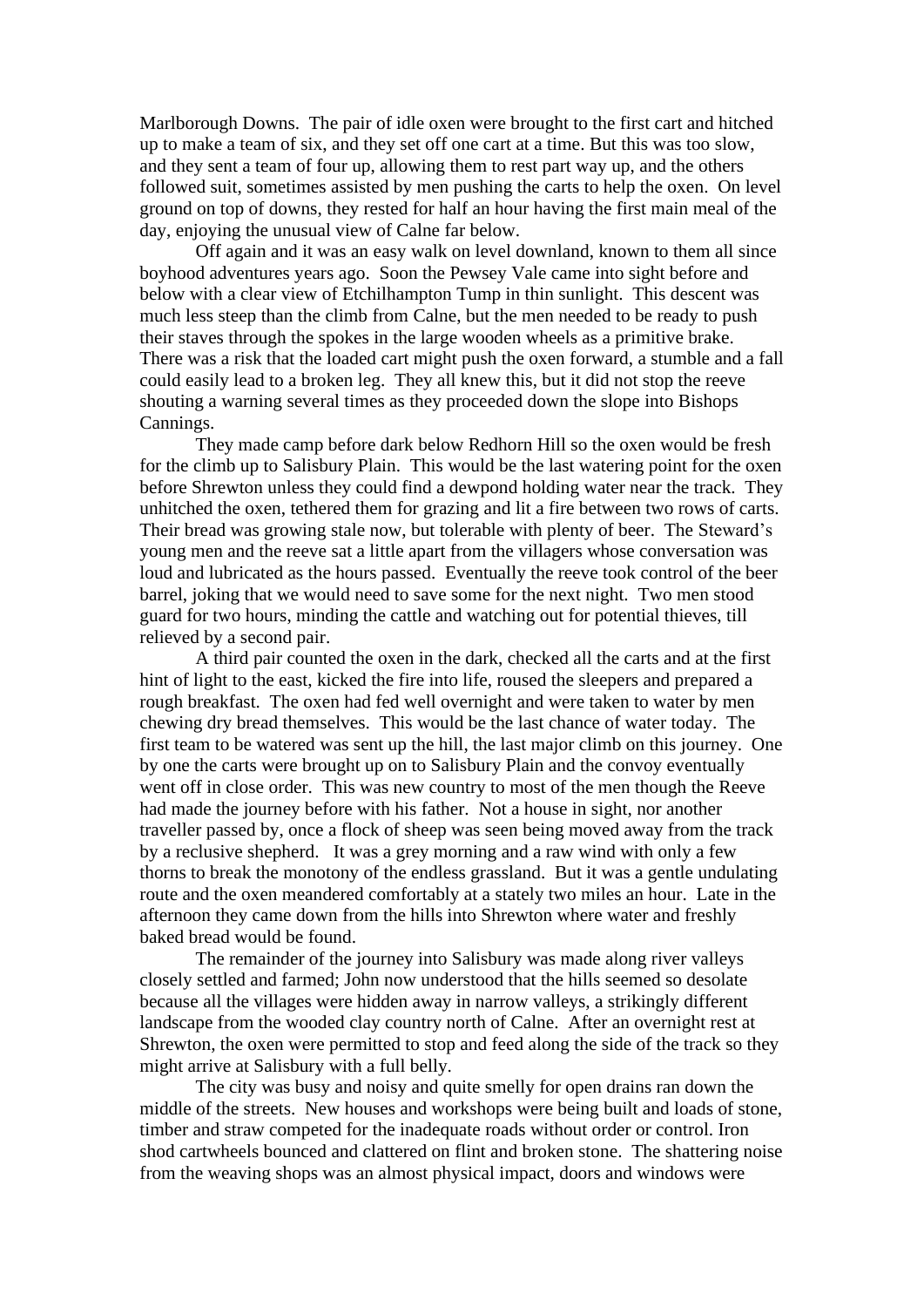Marlborough Downs. The pair of idle oxen were brought to the first cart and hitched up to make a team of six, and they set off one cart at a time. But this was too slow, and they sent a team of four up, allowing them to rest part way up, and the others followed suit, sometimes assisted by men pushing the carts to help the oxen. On level ground on top of downs, they rested for half an hour having the first main meal of the day, enjoying the unusual view of Calne far below.

Off again and it was an easy walk on level downland, known to them all since boyhood adventures years ago. Soon the Pewsey Vale came into sight before and below with a clear view of Etchilhampton Tump in thin sunlight. This descent was much less steep than the climb from Calne, but the men needed to be ready to push their staves through the spokes in the large wooden wheels as a primitive brake. There was a risk that the loaded cart might push the oxen forward, a stumble and a fall could easily lead to a broken leg. They all knew this, but it did not stop the reeve shouting a warning several times as they proceeded down the slope into Bishops Cannings.

They made camp before dark below Redhorn Hill so the oxen would be fresh for the climb up to Salisbury Plain. This would be the last watering point for the oxen before Shrewton unless they could find a dewpond holding water near the track. They unhitched the oxen, tethered them for grazing and lit a fire between two rows of carts. Their bread was growing stale now, but tolerable with plenty of beer. The Steward's young men and the reeve sat a little apart from the villagers whose conversation was loud and lubricated as the hours passed. Eventually the reeve took control of the beer barrel, joking that we would need to save some for the next night. Two men stood guard for two hours, minding the cattle and watching out for potential thieves, till relieved by a second pair.

A third pair counted the oxen in the dark, checked all the carts and at the first hint of light to the east, kicked the fire into life, roused the sleepers and prepared a rough breakfast. The oxen had fed well overnight and were taken to water by men chewing dry bread themselves. This would be the last chance of water today. The first team to be watered was sent up the hill, the last major climb on this journey. One by one the carts were brought up on to Salisbury Plain and the convoy eventually went off in close order. This was new country to most of the men though the Reeve had made the journey before with his father. Not a house in sight, nor another traveller passed by, once a flock of sheep was seen being moved away from the track by a reclusive shepherd. It was a grey morning and a raw wind with only a few thorns to break the monotony of the endless grassland. But it was a gentle undulating route and the oxen meandered comfortably at a stately two miles an hour. Late in the afternoon they came down from the hills into Shrewton where water and freshly baked bread would be found.

The remainder of the journey into Salisbury was made along river valleys closely settled and farmed; John now understood that the hills seemed so desolate because all the villages were hidden away in narrow valleys, a strikingly different landscape from the wooded clay country north of Calne. After an overnight rest at Shrewton, the oxen were permitted to stop and feed along the side of the track so they might arrive at Salisbury with a full belly.

The city was busy and noisy and quite smelly for open drains ran down the middle of the streets. New houses and workshops were being built and loads of stone, timber and straw competed for the inadequate roads without order or control. Iron shod cartwheels bounced and clattered on flint and broken stone. The shattering noise from the weaving shops was an almost physical impact, doors and windows were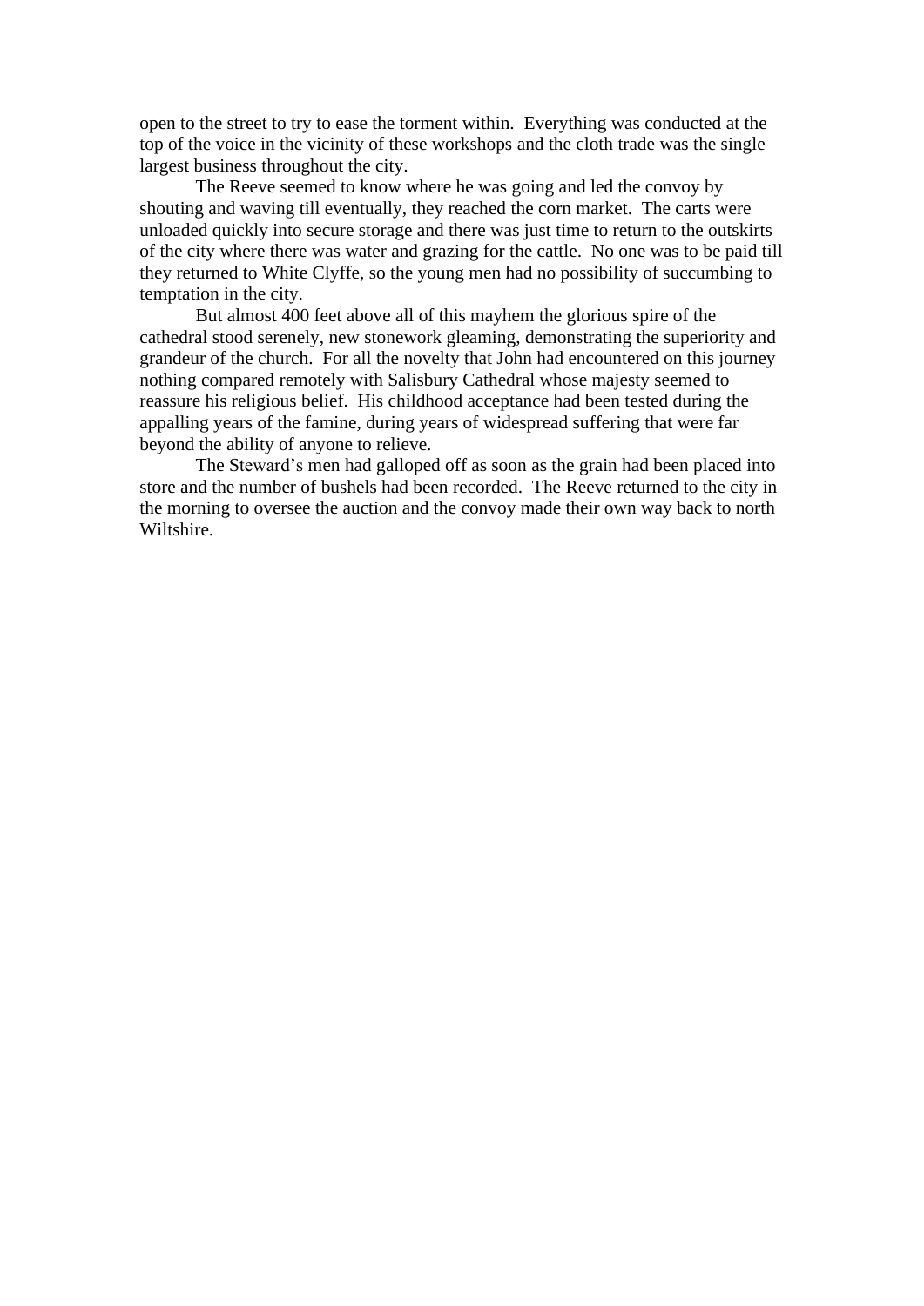open to the street to try to ease the torment within. Everything was conducted at the top of the voice in the vicinity of these workshops and the cloth trade was the single largest business throughout the city.

The Reeve seemed to know where he was going and led the convoy by shouting and waving till eventually, they reached the corn market. The carts were unloaded quickly into secure storage and there was just time to return to the outskirts of the city where there was water and grazing for the cattle. No one was to be paid till they returned to White Clyffe, so the young men had no possibility of succumbing to temptation in the city.

But almost 400 feet above all of this mayhem the glorious spire of the cathedral stood serenely, new stonework gleaming, demonstrating the superiority and grandeur of the church. For all the novelty that John had encountered on this journey nothing compared remotely with Salisbury Cathedral whose majesty seemed to reassure his religious belief. His childhood acceptance had been tested during the appalling years of the famine, during years of widespread suffering that were far beyond the ability of anyone to relieve.

The Steward's men had galloped off as soon as the grain had been placed into store and the number of bushels had been recorded. The Reeve returned to the city in the morning to oversee the auction and the convoy made their own way back to north Wiltshire.